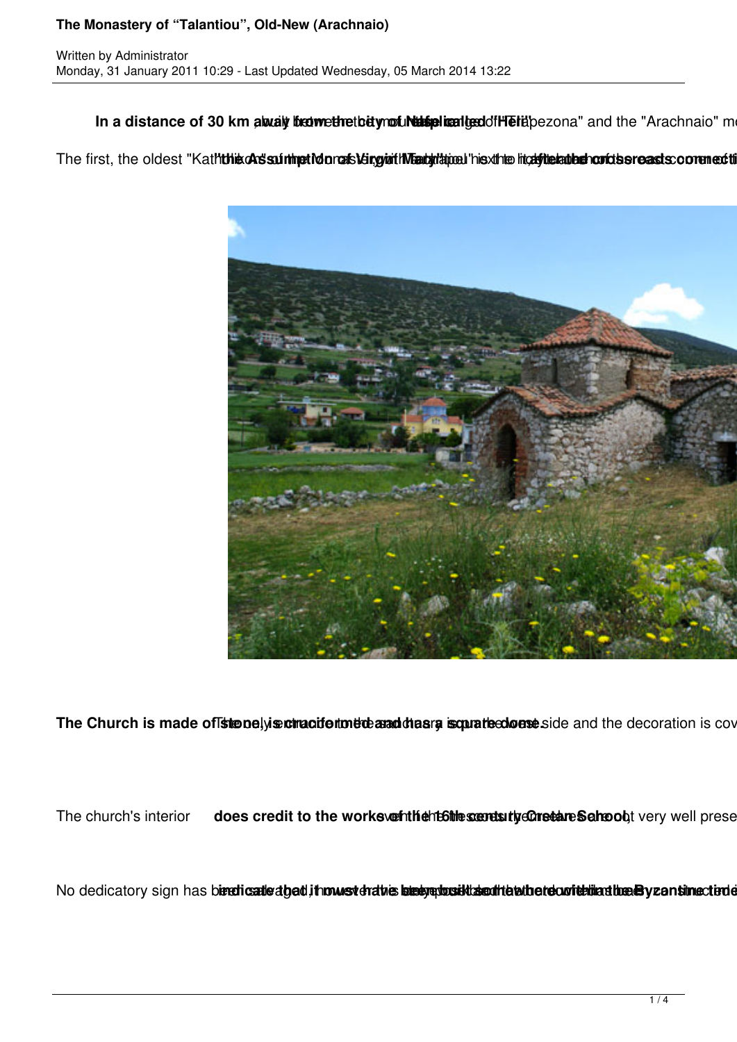**In a distance of 30 km away from the city of Nafplio** built between the mountains called "Trapezona" and the "Arachnaio" m

The first, the oldest "Katholikon" of the Monastery of Talantiou **"the Assumption of Virgin Mary"** next to it, after the crossroads connecti

**The Church is made of stone, is cruciform and has a square dome.** The only entrance is on the west side and the decoration is cov

The church's interior **does credit to the works of the 16th century Cretan School,** even if the frescos are not very well prese

No dedicatory sign has been found, **indicate that it must have been built** ... **Byzantine times**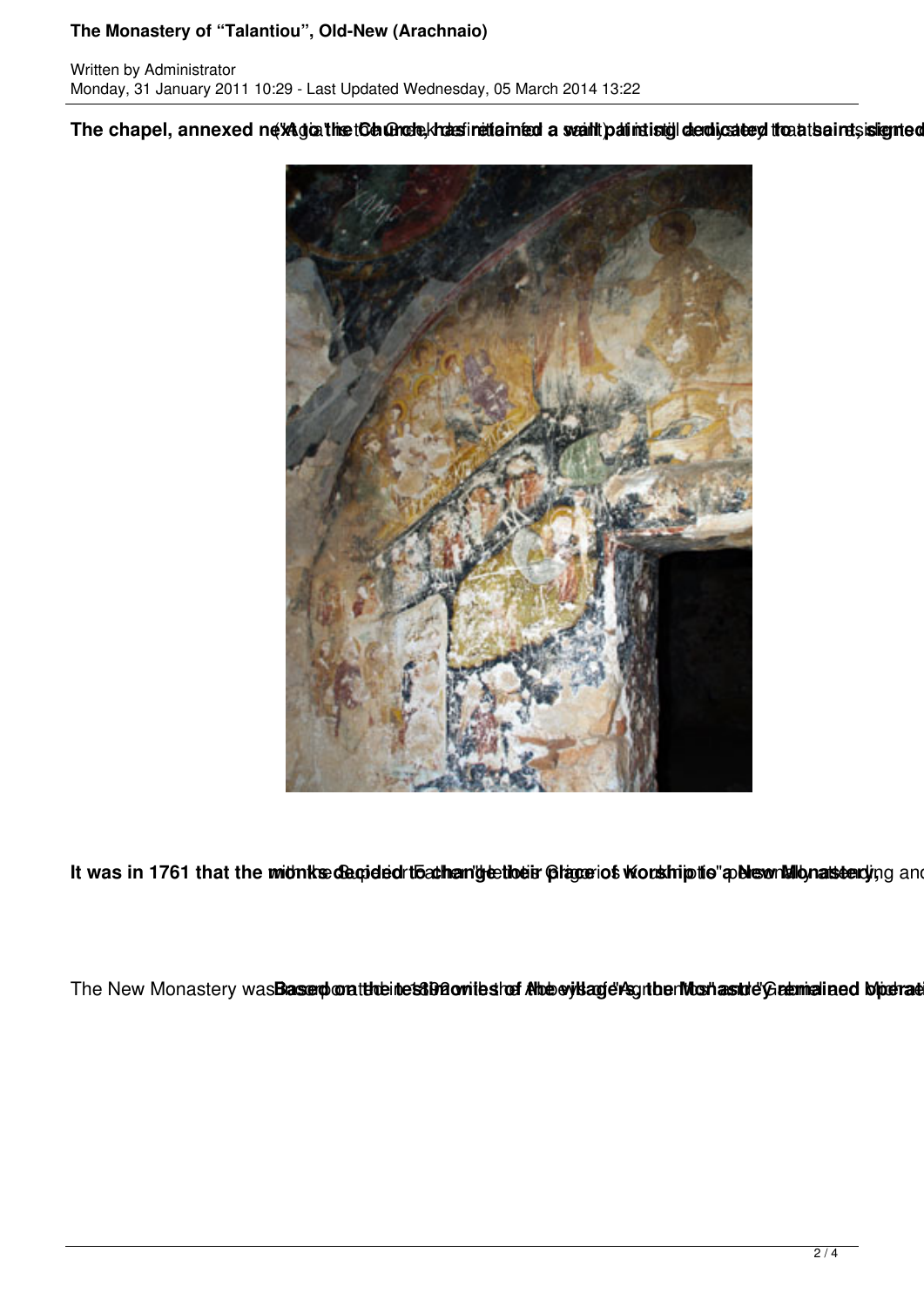**The chapel, annexed next to the Church, has retained a wall painting dedicated to all saints, signed**

**It was in 1761 that the monks decided to change their place of worship to a New Monastery,** personally attending and

The New Monastery was **Based on the testimonies of the villagers, the Monastery remained operat**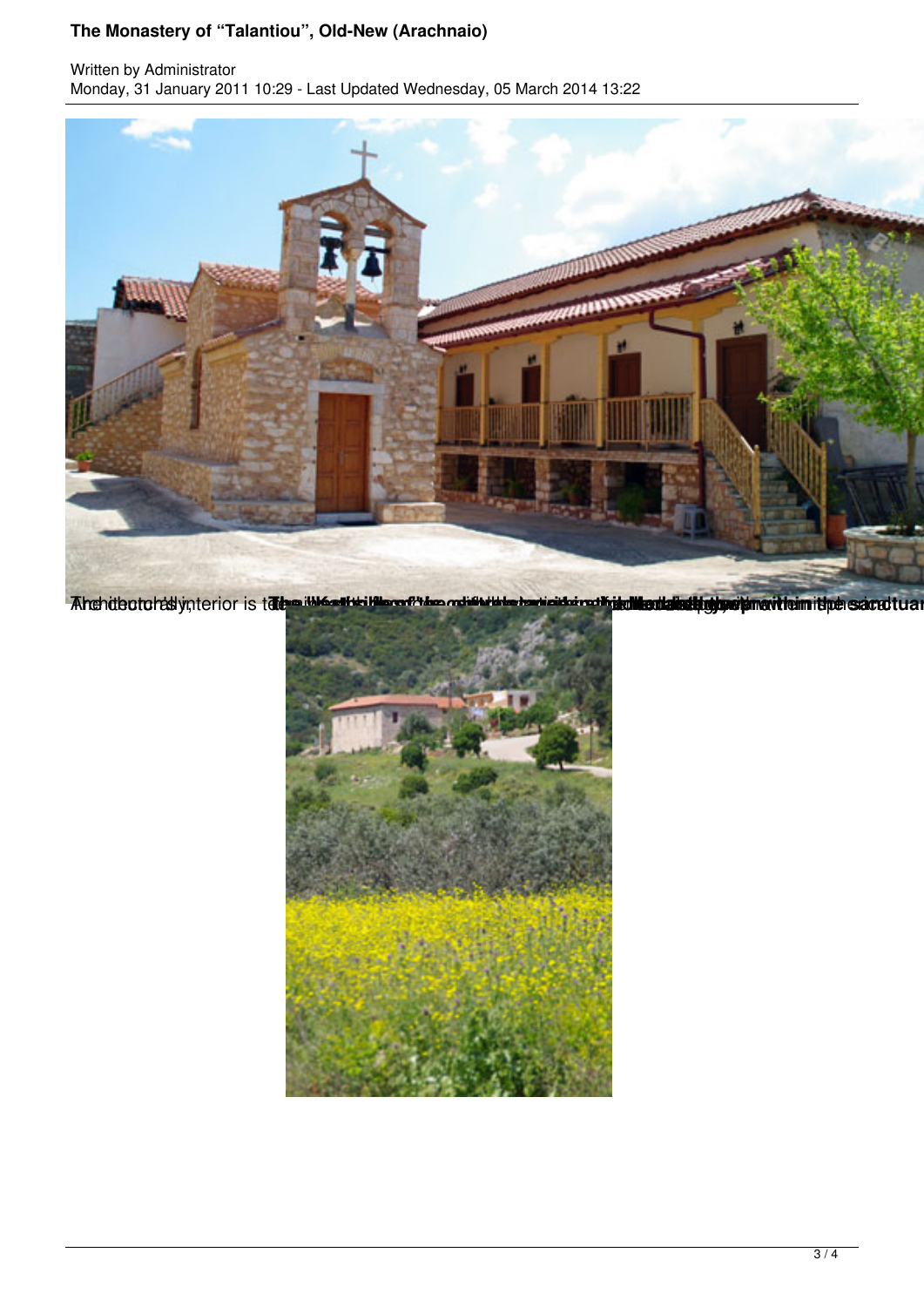Architecturally, interior is ... within the sanctuar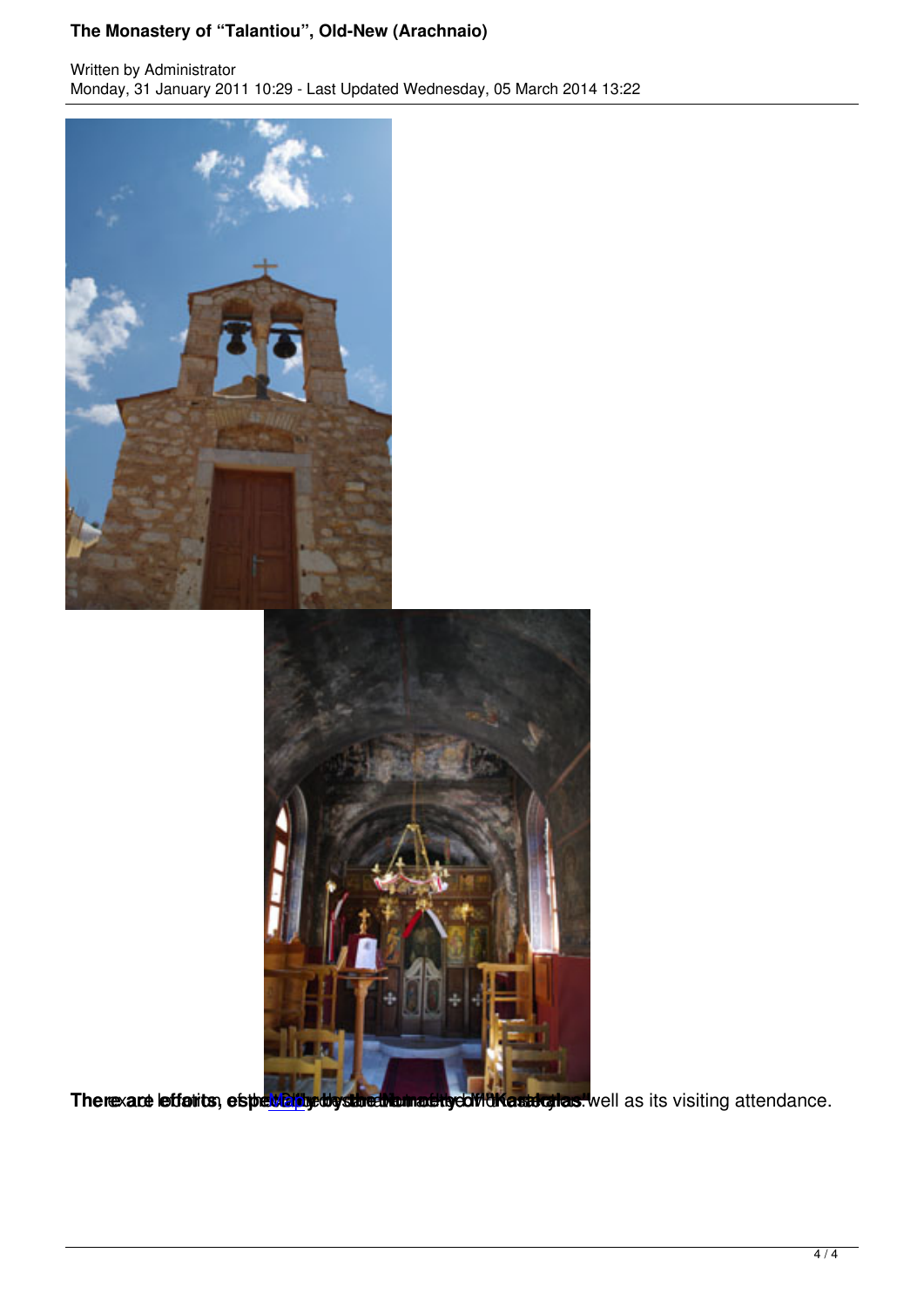There are efforts, especially by the Monastery of "Kastellas" well as its visiting attendance.